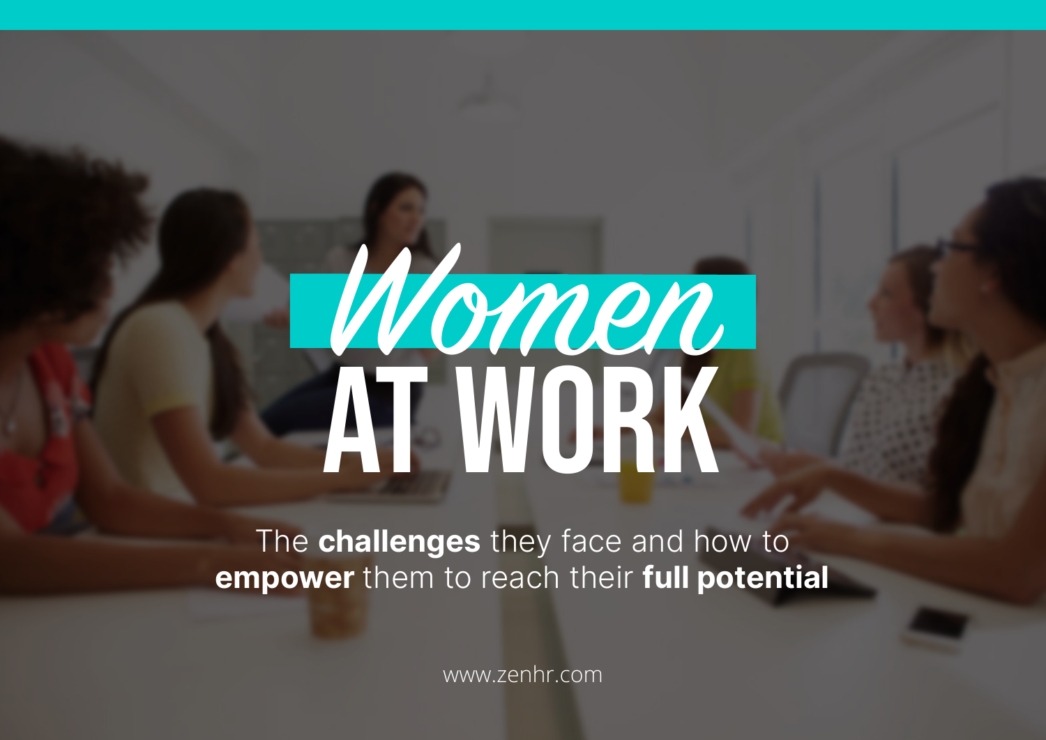# Women AT WORK

The **challenges** they face and how to **empower** them to reach their **full potential**

www.zenhr.com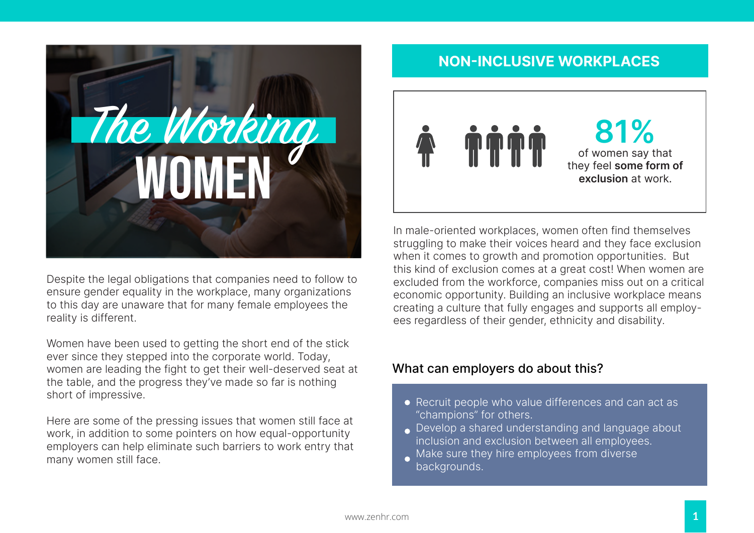# The Working WOMEN

Despite the legal obligations that companies need to follow to ensure gender equality in the workplace, many organizations to this day are unaware that for many female employees the reality is different.

Women have been used to getting the short end of the stick ever since they stepped into the corporate world. Today, women are leading the fight to get their well-deserved seat at the table, and the progress they've made so far is nothing short of impressive.

Here are some of the pressing issues that women still face at work, in addition to some pointers on how equal-opportunity employers can help eliminate such barriers to work entry that many women still face.

## NON-INCLUSIVE WORKPLACES

**81%** of women say that they feel **some form of exclusion** at work.

In male-oriented workplaces, women often find themselves struggling to make their voices heard and they face exclusion when it comes to growth and promotion opportunities. But this kind of exclusion comes at a great cost! When women are excluded from the workforce, companies miss out on a critical economic opportunity. Building an inclusive workplace means creating a culture that fully engages and supports all employees regardless of their gender, ethnicity and disability.

### What can employers do about this?

- Recruit people who value differences and can act as "champions" for others.
- Develop a shared understanding and language about inclusion and exclusion between all employees.
- Make sure they hire employees from diverse backgrounds.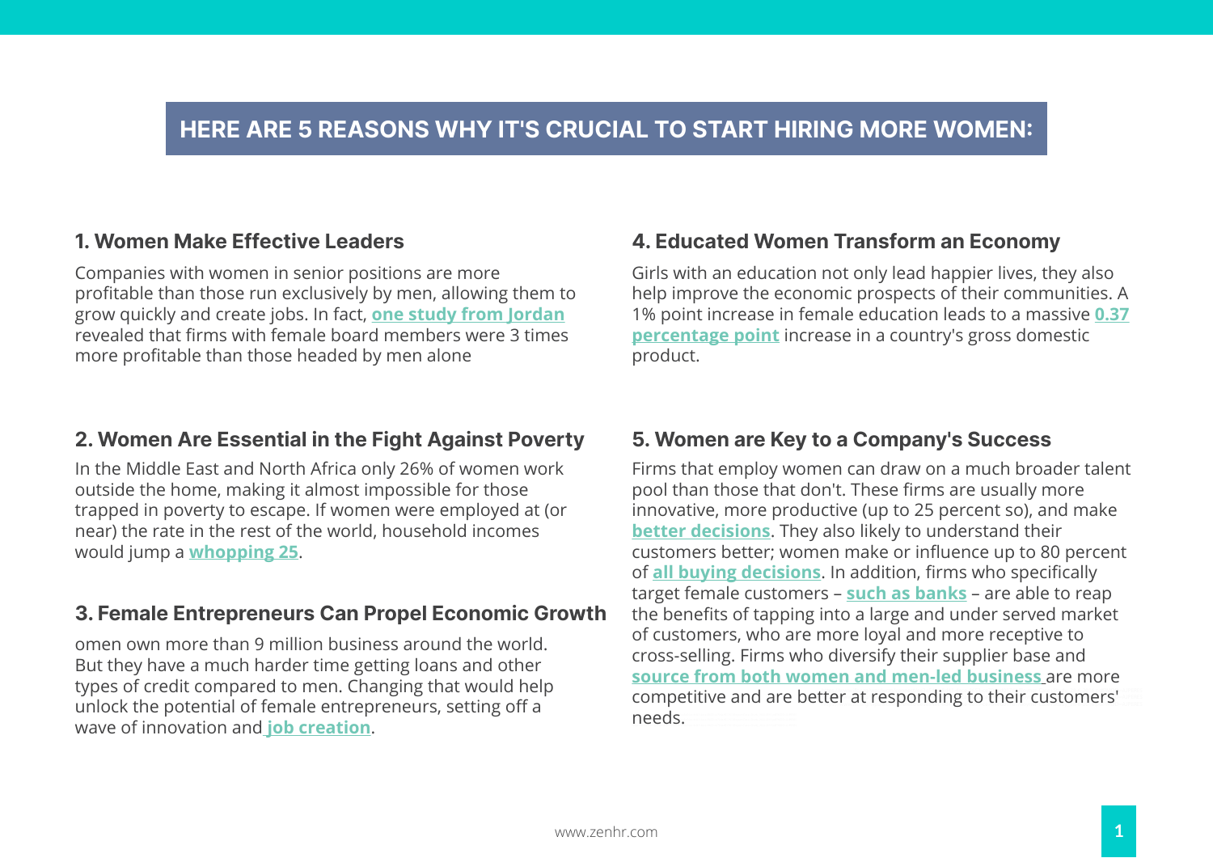## HERE ARE 5 REASONS WHY IT'S CRUCIAL TO START HIRING MORE WOMEN:

### 1. Women Make Effective Leaders

Companies with women in senior positions are more profitable than those run exclusively by men, allowing them to grow quickly and create jobs. In fact, **one study from Jordan** revealed that firms with female board members were 3 times more profitable than those headed by men alone

### 2. Women Are Essential in the Fight Against Poverty

In the Middle East and North Africa only 26% of women work outside the home, making it almost impossible for those trapped in poverty to escape. If women were employed at (or near) the rate in the rest of the world, household incomes would jump a **whopping 25**.

### 3. Female Entrepreneurs Can Propel Economic Growth

omen own more than 9 million business around the world. But they have a much harder time getting loans and other types of credit compared to men. Changing that would help unlock the potential of female entrepreneurs, setting off a wave of innovation and **job creation**.

### 4. Educated Women Transform an Economy

Girls with an education not only lead happier lives, they also help improve the economic prospects of their communities. A 1% point increase in female education leads to a massive **0.37 percentage point** increase in a country's gross domestic product.

### 5. Women are Key to a Company's Success

Firms that employ women can draw on a much broader talent pool than those that don't. These firms are usually more innovative, more productive (up to 25 percent so), and make **better decisions**. They also likely to understand their customers better; women make or influence up to 80 percent of **all buying decisions**. In addition, firms who specifically target female customers – **such as banks** – are able to reap the benefits of tapping into a large and under served market of customers, who are more loyal and more receptive to cross-selling. Firms who diversify their supplier base and **source from both women and men-led business** are more competitive and are better at responding to their customers' needs.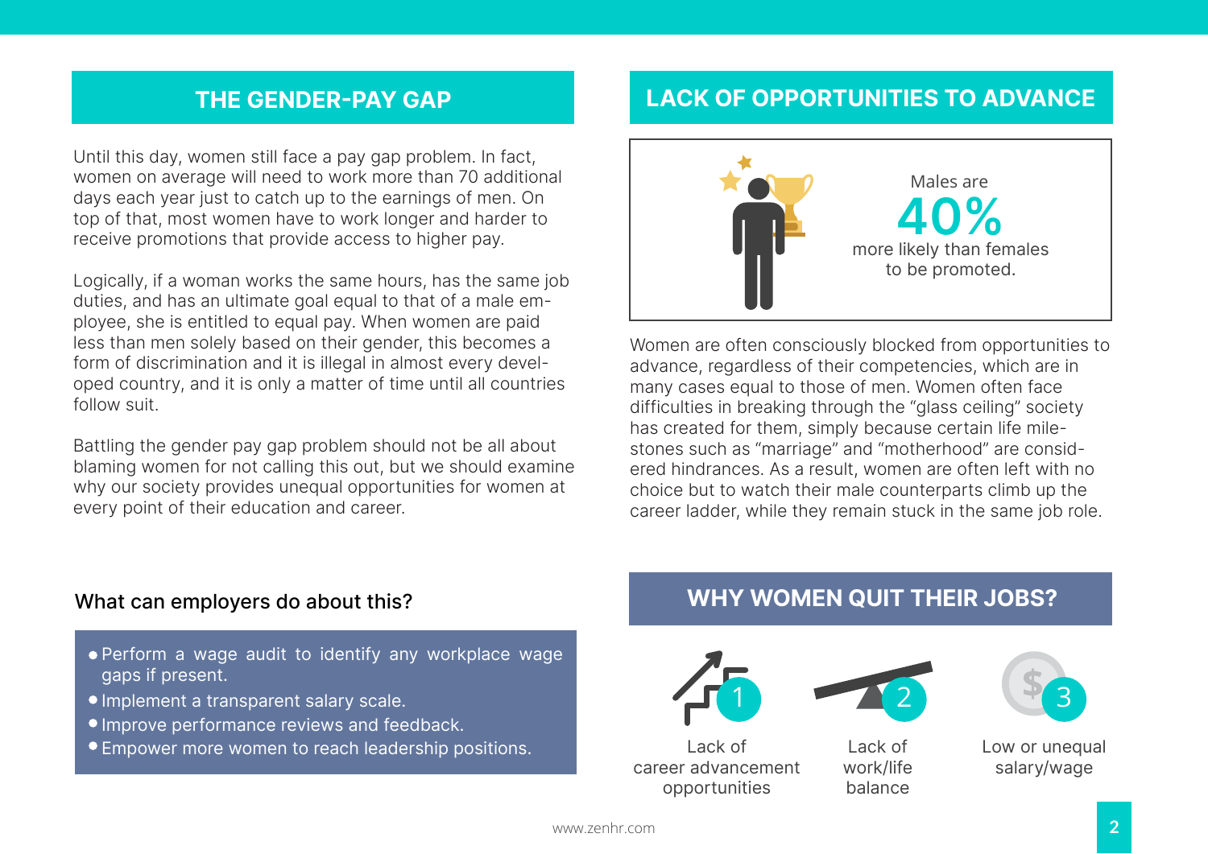## THE GENDER-PAY GAP

Until this day, women still face a pay gap problem. In fact, women on average will need to work more than 70 additional days each year just to catch up to the earnings of men. On top of that, most women have to work longer and harder to receive promotions that provide access to higher pay.

Logically, if a woman works the same hours, has the same job duties, and has an ultimate goal equal to that of a male employee, she is entitled to equal pay. When women are paid less than men solely based on their gender, this becomes a form of discrimination and it is illegal in almost every developed country, and it is only a matter of time until all countries follow suit.

Battling the gender pay gap problem should not be all about blaming women for not calling this out, but we should examine why our society provides unequal opportunities for women at every point of their education and career.

### What can employers do about this?

- Perform a wage audit to identify any workplace wage gaps if present.
- Implement a transparent salary scale.
- Improve performance reviews and feedback.
- Empower more women to reach leadership positions.

## LACK OF OPPORTUNITIES TO ADVANCE

Males are **40%** more likely than females to be promoted.

Women are often consciously blocked from opportunities to advance, regardless of their competencies, which are in many cases equal to those of men. Women often face difficulties in breaking through the "glass ceiling" society has created for them, simply because certain life milestones such as "marriage" and "motherhood" are considered hindrances. As a result, women are often left with no choice but to watch their male counterparts climb up the career ladder, while they remain stuck in the same job role.

## WHY WOMEN QUIT THEIR JOBS?

1. Lack of career advancement opportunities
2. Lack of work/life balance
3. Low or unequal salary/wage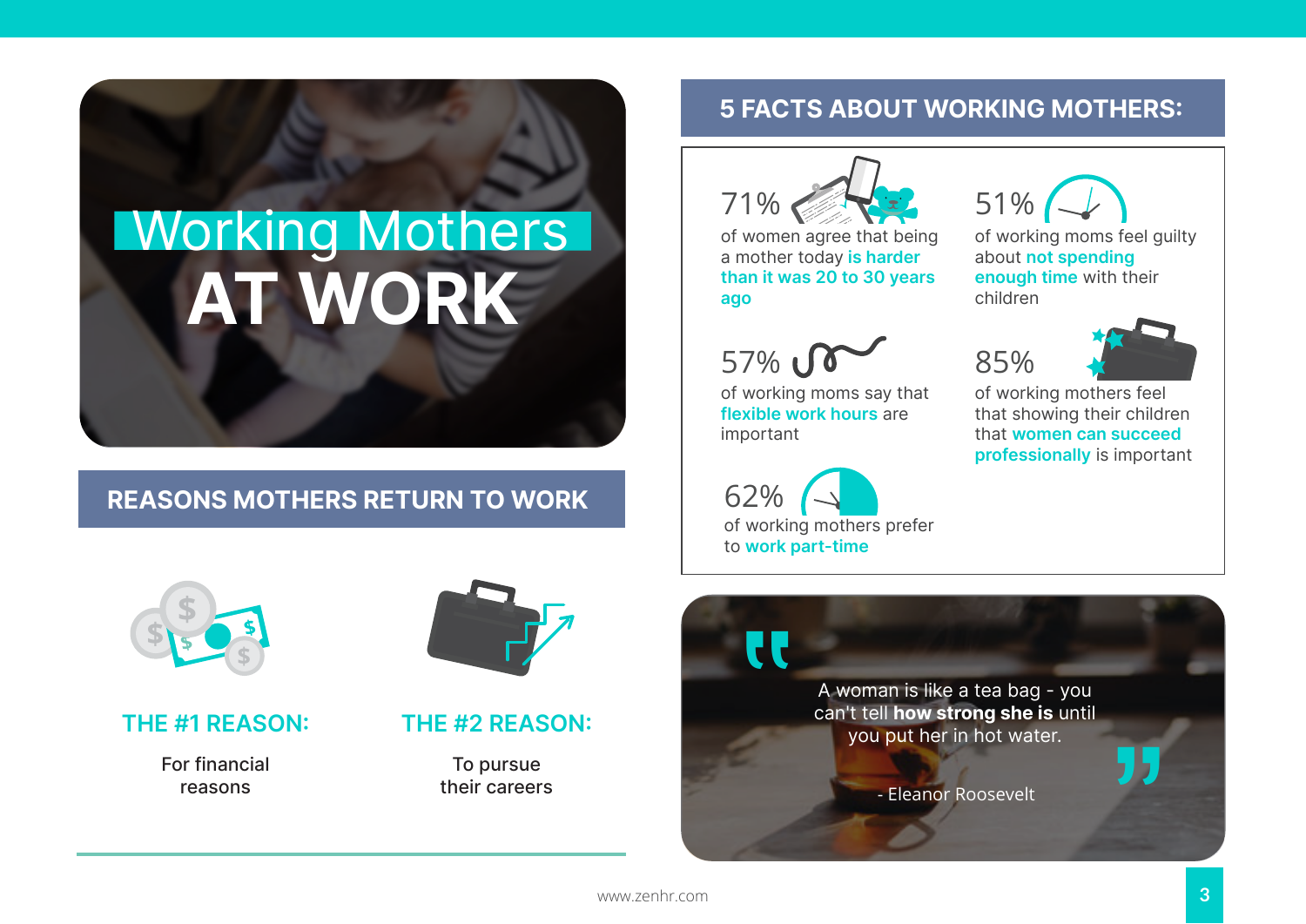# Working Mothers AT WORK

## REASONS MOTHERS RETURN TO WORK

**THE #1 REASON:**

For financial reasons

**THE #2 REASON:**

To pursue their careers

## 5 FACTS ABOUT WORKING MOTHERS:

**71%**
of women agree that being a mother today **is harder than it was 20 to 30 years ago**

**51%**
of working moms feel guilty about **not spending enough time** with their children

**57%**
of working moms say that **flexible work hours** are important

**85%**
of working mothers feel that showing their children that **women can succeed professionally** is important

**62%**
of working mothers prefer to **work part-time**

> A woman is like a tea bag - you can't tell **how strong she is** until you put her in hot water.
>
> \- Eleanor Roosevelt

www.zenhr.com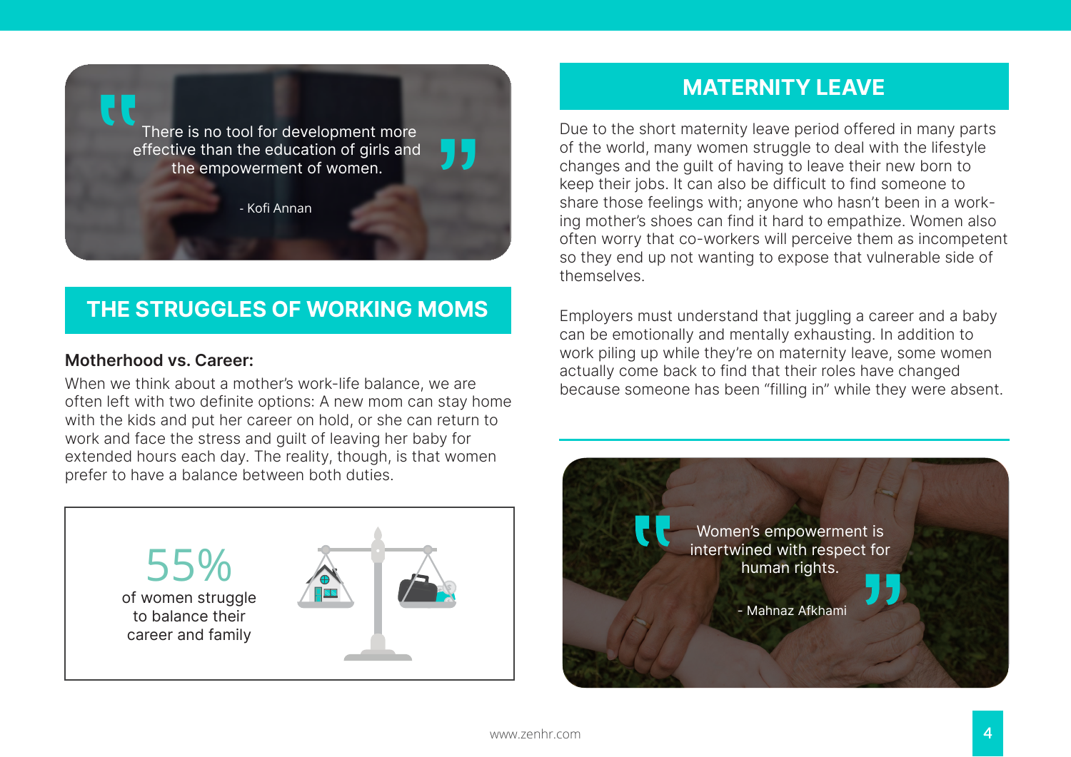> There is no tool for development more effective than the education of girls and the empowerment of women.
>
> - Kofi Annan

## THE STRUGGLES OF WORKING MOMS

**Motherhood vs. Career:**

When we think about a mother's work-life balance, we are often left with two definite options: A new mom can stay home with the kids and put her career on hold, or she can return to work and face the stress and guilt of leaving her baby for extended hours each day. The reality, though, is that women prefer to have a balance between both duties.

55%

of women struggle to balance their career and family

## MATERNITY LEAVE

Due to the short maternity leave period offered in many parts of the world, many women struggle to deal with the lifestyle changes and the guilt of having to leave their new born to keep their jobs. It can also be difficult to find someone to share those feelings with; anyone who hasn't been in a working mother's shoes can find it hard to empathize. Women also often worry that co-workers will perceive them as incompetent so they end up not wanting to expose that vulnerable side of themselves.

Employers must understand that juggling a career and a baby can be emotionally and mentally exhausting. In addition to work piling up while they're on maternity leave, some women actually come back to find that their roles have changed because someone has been "filling in" while they were absent.

> Women's empowerment is intertwined with respect for human rights.
>
> - Mahnaz Afkhami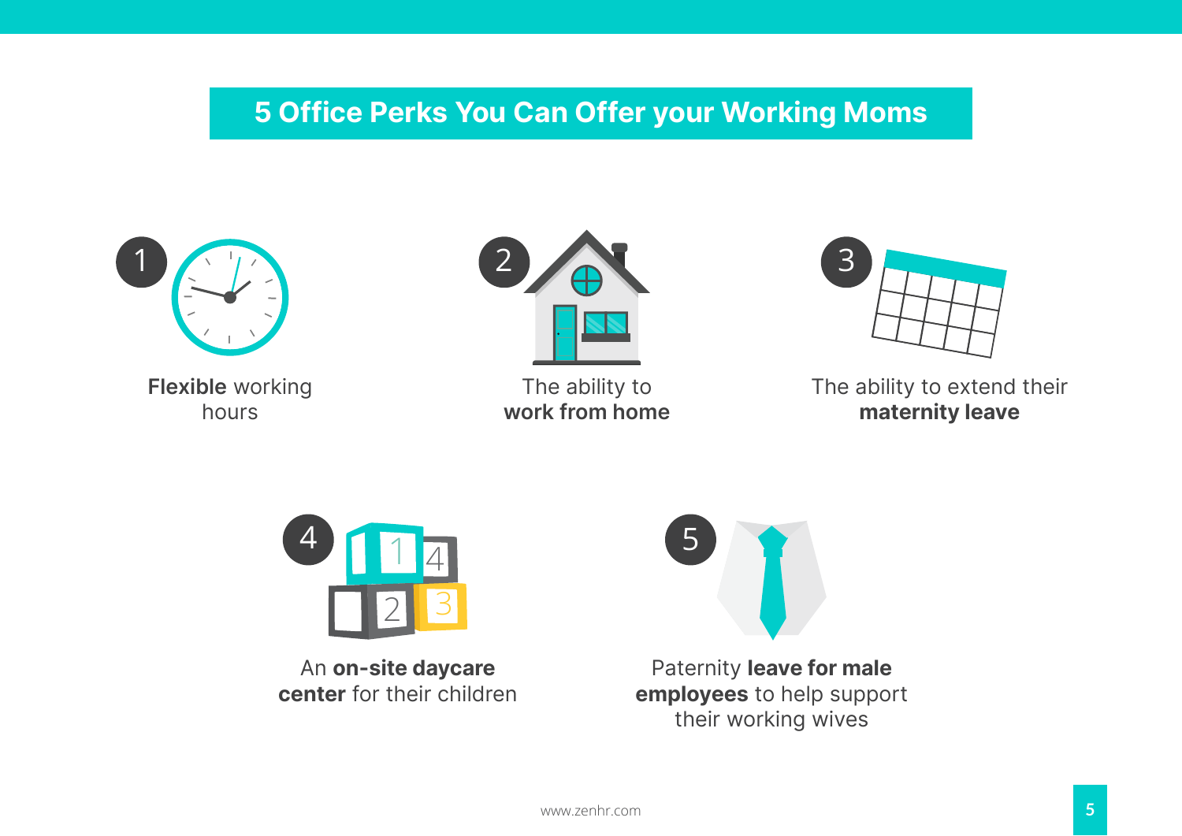## 5 Office Perks You Can Offer your Working Moms

1. **Flexible** working hours

2. The ability to **work from home**

3. The ability to extend their **maternity leave**

4. An **on-site daycare center** for their children

5. Paternity **leave for male employees** to help support their working wives

www.zenhr.com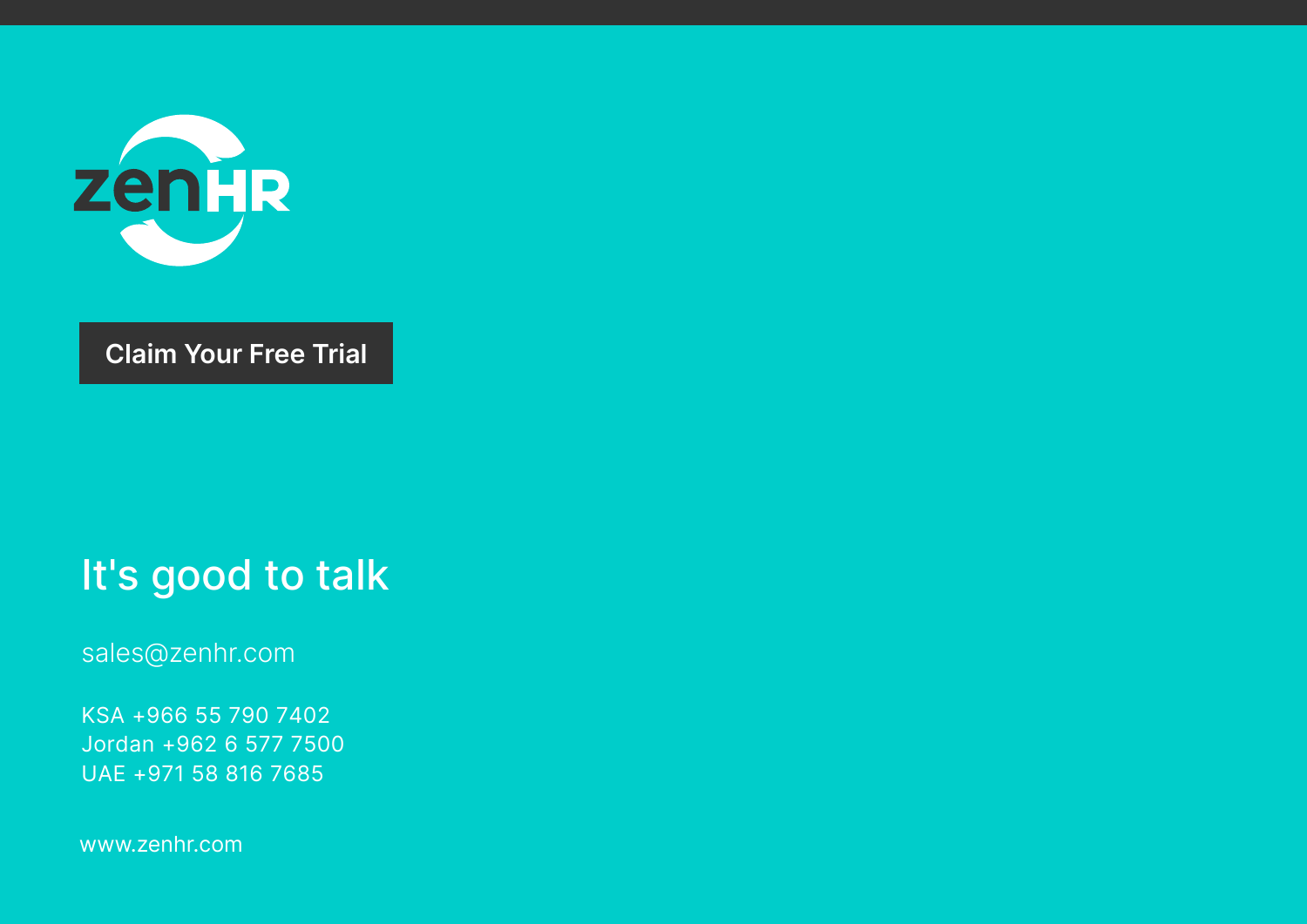zenHR

Claim Your Free Trial

## It's good to talk

sales@zenhr.com

KSA +966 55 790 7402
Jordan +962 6 577 7500
UAE +971 58 816 7685

www.zenhr.com